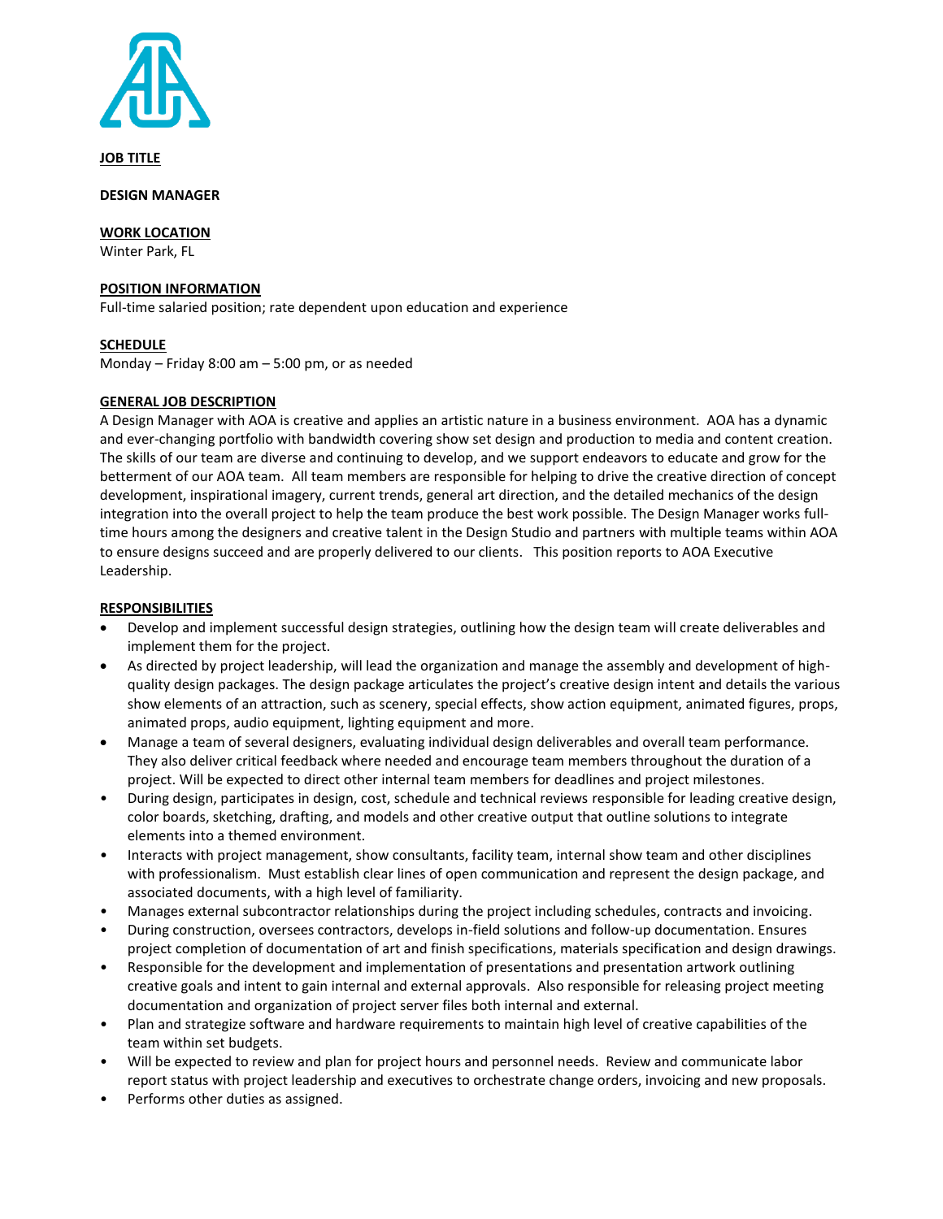**JOB TITLE**

**DESIGN MANAGER**

**WORK LOCATION**

Winter Park, FL

**POSITION INFORMATION**

Full-time salaried position; rate dependent upon education and experience

**SCHEDULE**

Monday – Friday 8:00 am – 5:00 pm, or as needed

**GENERAL JOB DESCRIPTION**

A Design Manager with AOA is creative and applies an artistic nature in a business environment. AOA has a dynamic and ever-changing portfolio with bandwidth covering show set design and production to media and content creation. The skills of our team are diverse and continuing to develop, and we support endeavors to educate and grow for the betterment of our AOA team. All team members are responsible for helping to drive the creative direction of concept development, inspirational imagery, current trends, general art direction, and the detailed mechanics of the design integration into the overall project to help the team produce the best work possible. The Design Manager works full-time hours among the designers and creative talent in the Design Studio and partners with multiple teams within AOA to ensure designs succeed and are properly delivered to our clients. This position reports to AOA Executive Leadership.

**RESPONSIBILITIES**

- Develop and implement successful design strategies, outlining how the design team will create deliverables and implement them for the project.
- As directed by project leadership, will lead the organization and manage the assembly and development of high-quality design packages. The design package articulates the project's creative design intent and details the various show elements of an attraction, such as scenery, special effects, show action equipment, animated figures, props, animated props, audio equipment, lighting equipment and more.
- Manage a team of several designers, evaluating individual design deliverables and overall team performance. They also deliver critical feedback where needed and encourage team members throughout the duration of a project. Will be expected to direct other internal team members for deadlines and project milestones.
- During design, participates in design, cost, schedule and technical reviews responsible for leading creative design, color boards, sketching, drafting, and models and other creative output that outline solutions to integrate elements into a themed environment.
- Interacts with project management, show consultants, facility team, internal show team and other disciplines with professionalism. Must establish clear lines of open communication and represent the design package, and associated documents, with a high level of familiarity.
- Manages external subcontractor relationships during the project including schedules, contracts and invoicing.
- During construction, oversees contractors, develops in-field solutions and follow-up documentation. Ensures project completion of documentation of art and finish specifications, materials specification and design drawings.
- Responsible for the development and implementation of presentations and presentation artwork outlining creative goals and intent to gain internal and external approvals. Also responsible for releasing project meeting documentation and organization of project server files both internal and external.
- Plan and strategize software and hardware requirements to maintain high level of creative capabilities of the team within set budgets.
- Will be expected to review and plan for project hours and personnel needs. Review and communicate labor report status with project leadership and executives to orchestrate change orders, invoicing and new proposals.
- Performs other duties as assigned.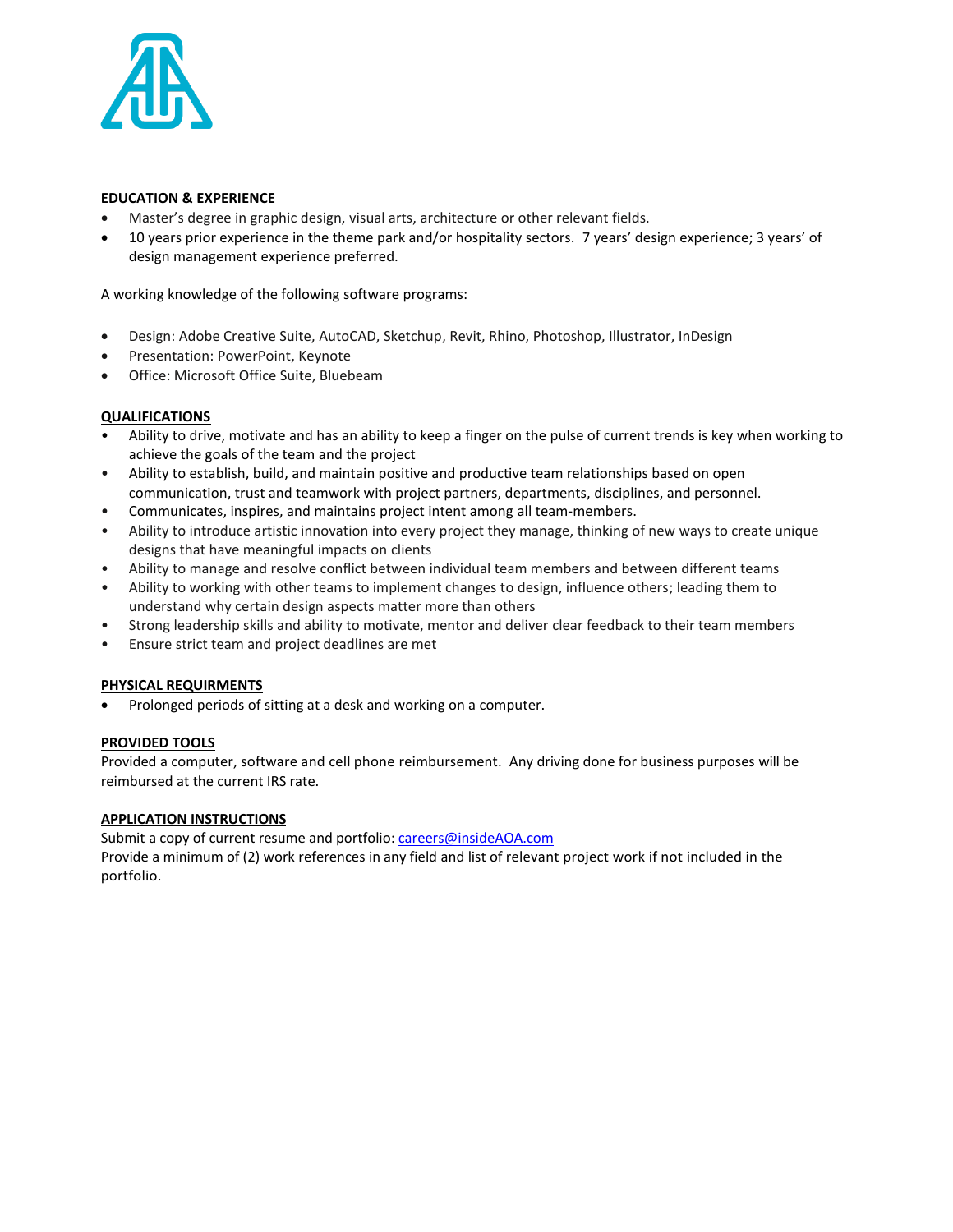**EDUCATION & EXPERIENCE**

- Master's degree in graphic design, visual arts, architecture or other relevant fields.
- 10 years prior experience in the theme park and/or hospitality sectors. 7 years' design experience; 3 years' of design management experience preferred.

A working knowledge of the following software programs:

- Design: Adobe Creative Suite, AutoCAD, Sketchup, Revit, Rhino, Photoshop, Illustrator, InDesign
- Presentation: PowerPoint, Keynote
- Office: Microsoft Office Suite, Bluebeam

**QUALIFICATIONS**

- Ability to drive, motivate and has an ability to keep a finger on the pulse of current trends is key when working to achieve the goals of the team and the project
- Ability to establish, build, and maintain positive and productive team relationships based on open communication, trust and teamwork with project partners, departments, disciplines, and personnel.
- Communicates, inspires, and maintains project intent among all team-members.
- Ability to introduce artistic innovation into every project they manage, thinking of new ways to create unique designs that have meaningful impacts on clients
- Ability to manage and resolve conflict between individual team members and between different teams
- Ability to working with other teams to implement changes to design, influence others; leading them to understand why certain design aspects matter more than others
- Strong leadership skills and ability to motivate, mentor and deliver clear feedback to their team members
- Ensure strict team and project deadlines are met

**PHYSICAL REQUIRMENTS**

- Prolonged periods of sitting at a desk and working on a computer.

**PROVIDED TOOLS**

Provided a computer, software and cell phone reimbursement. Any driving done for business purposes will be reimbursed at the current IRS rate.

**APPLICATION INSTRUCTIONS**

Submit a copy of current resume and portfolio: careers@insideAOA.com
Provide a minimum of (2) work references in any field and list of relevant project work if not included in the portfolio.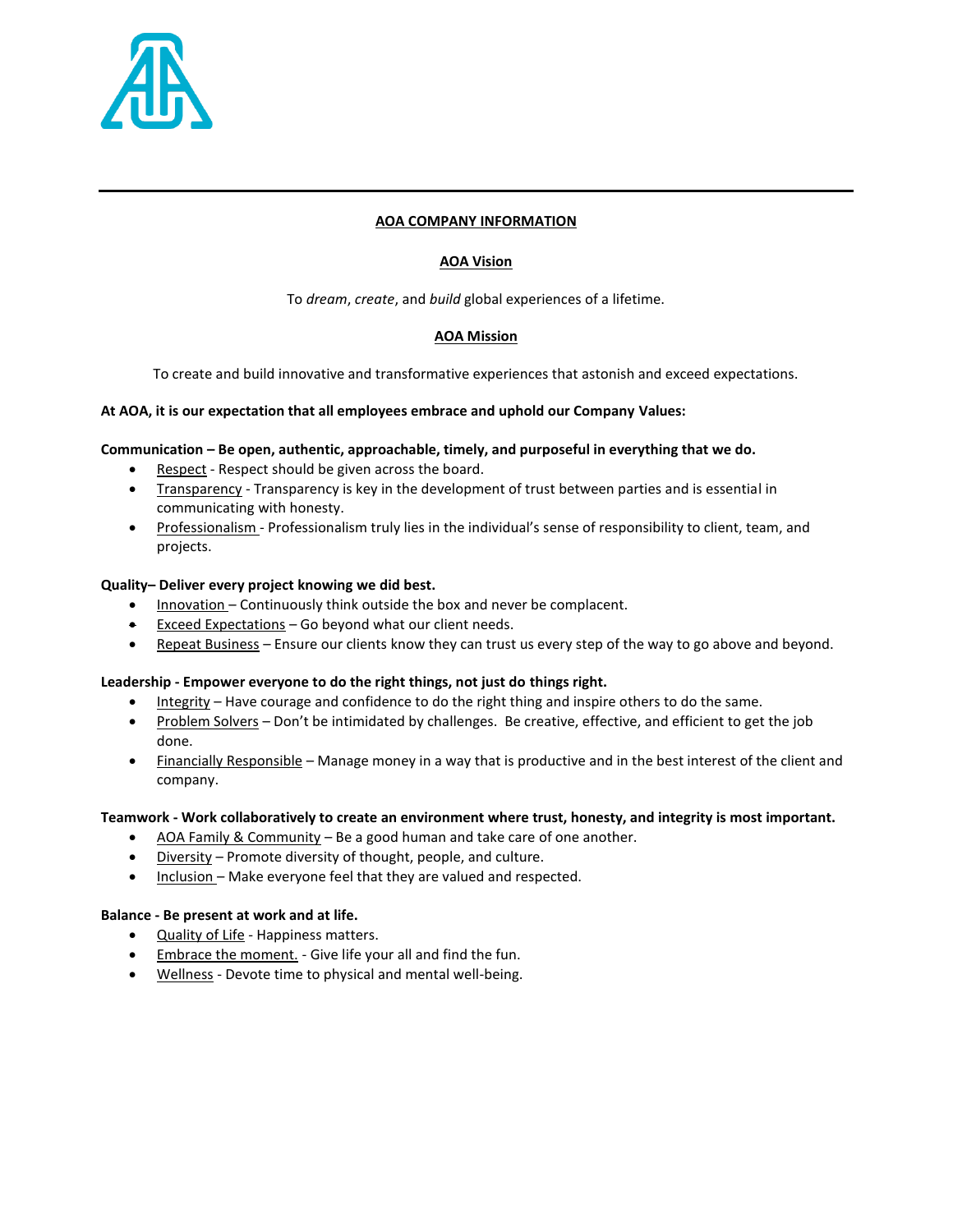## AOA COMPANY INFORMATION

### AOA Vision

To *dream*, *create*, and *build* global experiences of a lifetime.

### AOA Mission

To create and build innovative and transformative experiences that astonish and exceed expectations.

**At AOA, it is our expectation that all employees embrace and uphold our Company Values:**

**Communication – Be open, authentic, approachable, timely, and purposeful in everything that we do.**

- Respect - Respect should be given across the board.
- Transparency - Transparency is key in the development of trust between parties and is essential in communicating with honesty.
- Professionalism - Professionalism truly lies in the individual's sense of responsibility to client, team, and projects.

**Quality– Deliver every project knowing we did best.**

- Innovation – Continuously think outside the box and never be complacent.
- Exceed Expectations – Go beyond what our client needs.
- Repeat Business – Ensure our clients know they can trust us every step of the way to go above and beyond.

**Leadership - Empower everyone to do the right things, not just do things right.**

- Integrity – Have courage and confidence to do the right thing and inspire others to do the same.
- Problem Solvers – Don't be intimidated by challenges. Be creative, effective, and efficient to get the job done.
- Financially Responsible – Manage money in a way that is productive and in the best interest of the client and company.

**Teamwork - Work collaboratively to create an environment where trust, honesty, and integrity is most important.**

- AOA Family & Community – Be a good human and take care of one another.
- Diversity – Promote diversity of thought, people, and culture.
- Inclusion – Make everyone feel that they are valued and respected.

**Balance - Be present at work and at life.**

- Quality of Life - Happiness matters.
- Embrace the moment. - Give life your all and find the fun.
- Wellness - Devote time to physical and mental well-being.